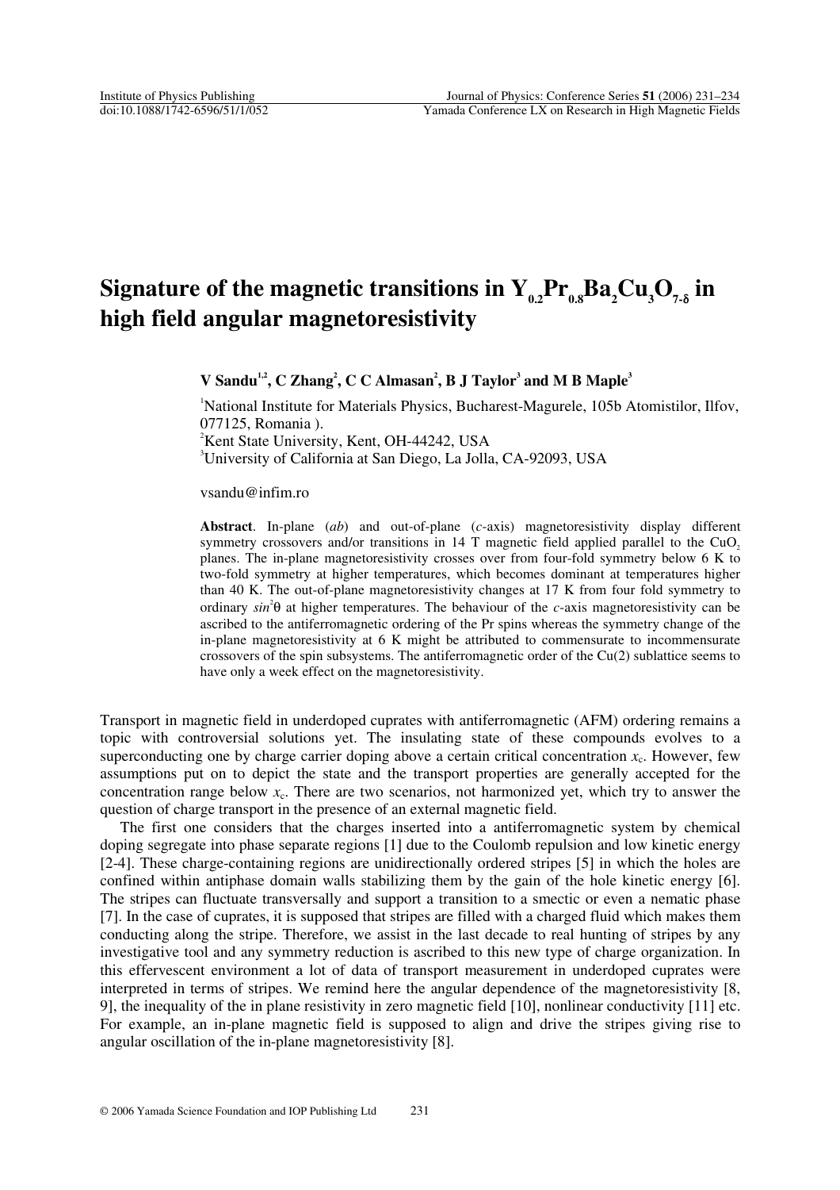# Signature of the magnetic transitions in $Y_{0.2}Pr_{0.8}Ba_2Cu_3O_{7-\delta}$ in high field angular magnetoresistivity

**V Sandu[1,2], C Zhang[2], C C Almasan[2], B J Taylor[3] and M B Maple[3]**

[1]National Institute for Materials Physics, Bucharest-Magurele, 105b Atomistilor, Ilfov, 077125, Romania ).

[2]Kent State University, Kent, OH-44242, USA

[3]University of California at San Diego, La Jolla, CA-92093, USA

vsandu@infim.ro

**Abstract**. In-plane (*ab*) and out-of-plane (*c*-axis) magnetoresistivity display different symmetry crossovers and/or transitions in 14 T magnetic field applied parallel to the $CuO_2$ planes. The in-plane magnetoresistivity crosses over from four-fold symmetry below 6 K to two-fold symmetry at higher temperatures, which becomes dominant at temperatures higher than 40 K. The out-of-plane magnetoresistivity changes at 17 K from four fold symmetry to ordinary $\sin^2\theta$ at higher temperatures. The behaviour of the *c*-axis magnetoresistivity can be ascribed to the antiferromagnetic ordering of the Pr spins whereas the symmetry change of the in-plane magnetoresistivity at 6 K might be attributed to commensurate to incommensurate crossovers of the spin subsystems. The antiferromagnetic order of the Cu(2) sublattice seems to have only a week effect on the magnetoresistivity.

Transport in magnetic field in underdoped cuprates with antiferromagnetic (AFM) ordering remains a topic with controversial solutions yet. The insulating state of these compounds evolves to a superconducting one by charge carrier doping above a certain critical concentration $x_c$. However, few assumptions put on to depict the state and the transport properties are generally accepted for the concentration range below $x_c$. There are two scenarios, not harmonized yet, which try to answer the question of charge transport in the presence of an external magnetic field.

The first one considers that the charges inserted into a antiferromagnetic system by chemical doping segregate into phase separate regions [1] due to the Coulomb repulsion and low kinetic energy [2-4]. These charge-containing regions are unidirectionally ordered stripes [5] in which the holes are confined within antiphase domain walls stabilizing them by the gain of the hole kinetic energy [6]. The stripes can fluctuate transversally and support a transition to a smectic or even a nematic phase [7]. In the case of cuprates, it is supposed that stripes are filled with a charged fluid which makes them conducting along the stripe. Therefore, we assist in the last decade to real hunting of stripes by any investigative tool and any symmetry reduction is ascribed to this new type of charge organization. In this effervescent environment a lot of data of transport measurement in underdoped cuprates were interpreted in terms of stripes. We remind here the angular dependence of the magnetoresistivity [8, 9], the inequality of the in plane resistivity in zero magnetic field [10], nonlinear conductivity [11] etc. For example, an in-plane magnetic field is supposed to align and drive the stripes giving rise to angular oscillation of the in-plane magnetoresistivity [8].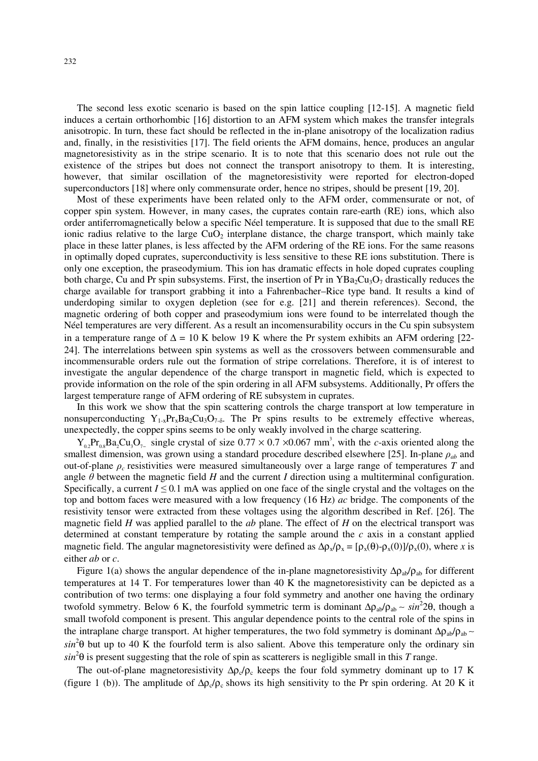The second less exotic scenario is based on the spin lattice coupling [12-15]. A magnetic field induces a certain orthorhombic [16] distortion to an AFM system which makes the transfer integrals anisotropic. In turn, these fact should be reflected in the in-plane anisotropy of the localization radius and, finally, in the resistivities [17]. The field orients the AFM domains, hence, produces an angular magnetoresistivity as in the stripe scenario. It is to note that this scenario does not rule out the existence of the stripes but does not connect the transport anisotropy to them. It is interesting, however, that similar oscillation of the magnetoresistivity were reported for electron-doped superconductors [18] where only commensurate order, hence no stripes, should be present [19, 20].

Most of these experiments have been related only to the AFM order, commensurate or not, of copper spin system. However, in many cases, the cuprates contain rare-earth (RE) ions, which also order antiferromagnetically below a specific Néel temperature. It is supposed that due to the small RE ionic radius relative to the large $CuO_2$ interplane distance, the charge transport, which mainly take place in these latter planes, is less affected by the AFM ordering of the RE ions. For the same reasons in optimally doped cuprates, superconductivity is less sensitive to these RE ions substitution. There is only one exception, the praseodymium. This ion has dramatic effects in hole doped cuprates coupling both charge, Cu and Pr spin subsystems. First, the insertion of Pr in $YBa_2Cu_3O_7$ drastically reduces the charge available for transport grabbing it into a Fahrenbacher–Rice type band. It results a kind of underdoping similar to oxygen depletion (see for e.g. [21] and therein references). Second, the magnetic ordering of both copper and praseodymium ions were found to be interrelated though the Néel temperatures are very different. As a result an incomensurability occurs in the Cu spin subsystem in a temperature range of $\Delta = 10$ K below 19 K where the Pr system exhibits an AFM ordering [22-24]. The interrelations between spin systems as well as the crossovers between commensurable and incommensurable orders rule out the formation of stripe correlations. Therefore, it is of interest to investigate the angular dependence of the charge transport in magnetic field, which is expected to provide information on the role of the spin ordering in all AFM subsystems. Additionally, Pr offers the largest temperature range of AFM ordering of RE subsystem in cuprates.

In this work we show that the spin scattering controls the charge transport at low temperature in nonsuperconducting $Y_{1-x}Pr_xBa_2Cu_3O_{7-\delta}$. The Pr spins results to be extremely effective whereas, unexpectedly, the copper spins seems to be only weakly involved in the charge scattering.

$Y_{0.2}Pr_{0.8}Ba_2Cu_3O_{7-}$ single crystal of size $0.77 \times 0.7 \times 0.067$ mm$^3$, with the *c*-axis oriented along the smallest dimension, was grown using a standard procedure described elsewhere [25]. In-plane $\rho_{ab}$ and out-of-plane $\rho_c$ resistivities were measured simultaneously over a large range of temperatures *T* and angle $\theta$ between the magnetic field *H* and the current *I* direction using a multiterminal configuration. Specifically, a current $I \leq 0.1$ mA was applied on one face of the single crystal and the voltages on the top and bottom faces were measured with a low frequency (16 Hz) *ac* bridge. The components of the resistivity tensor were extracted from these voltages using the algorithm described in Ref. [26]. The magnetic field *H* was applied parallel to the *ab* plane. The effect of *H* on the electrical transport was determined at constant temperature by rotating the sample around the *c* axis in a constant applied magnetic field. The angular magnetoresistivity were defined as $\Delta\rho_x/\rho_x = [\rho_x(\theta)-\rho_x(0)]/\rho_x(0)$, where *x* is either *ab* or *c*.

Figure 1(a) shows the angular dependence of the in-plane magnetoresistivity $\Delta\rho_{ab}/\rho_{ab}$ for different temperatures at 14 T. For temperatures lower than 40 K the magnetoresistivity can be depicted as a contribution of two terms: one displaying a four fold symmetry and another one having the ordinary twofold symmetry. Below 6 K, the fourfold symmetric term is dominant $\Delta\rho_{ab}/\rho_{ab} \sim \sin^2 2\theta$, though a small twofold component is present. This angular dependence points to the central role of the spins in the intraplane charge transport. At higher temperatures, the two fold symmetry is dominant $\Delta\rho_{ab}/\rho_{ab} \sim \sin^2\theta$ but up to 40 K the fourfold term is also salient. Above this temperature only the ordinary sin $\sin^2\theta$ is present suggesting that the role of spin as scatterers is negligible small in this *T* range.

The out-of-plane magnetoresistivity $\Delta\rho_c/\rho_c$ keeps the four fold symmetry dominant up to 17 K (figure 1 (b)). The amplitude of $\Delta\rho_c/\rho_c$ shows its high sensitivity to the Pr spin ordering. At 20 K it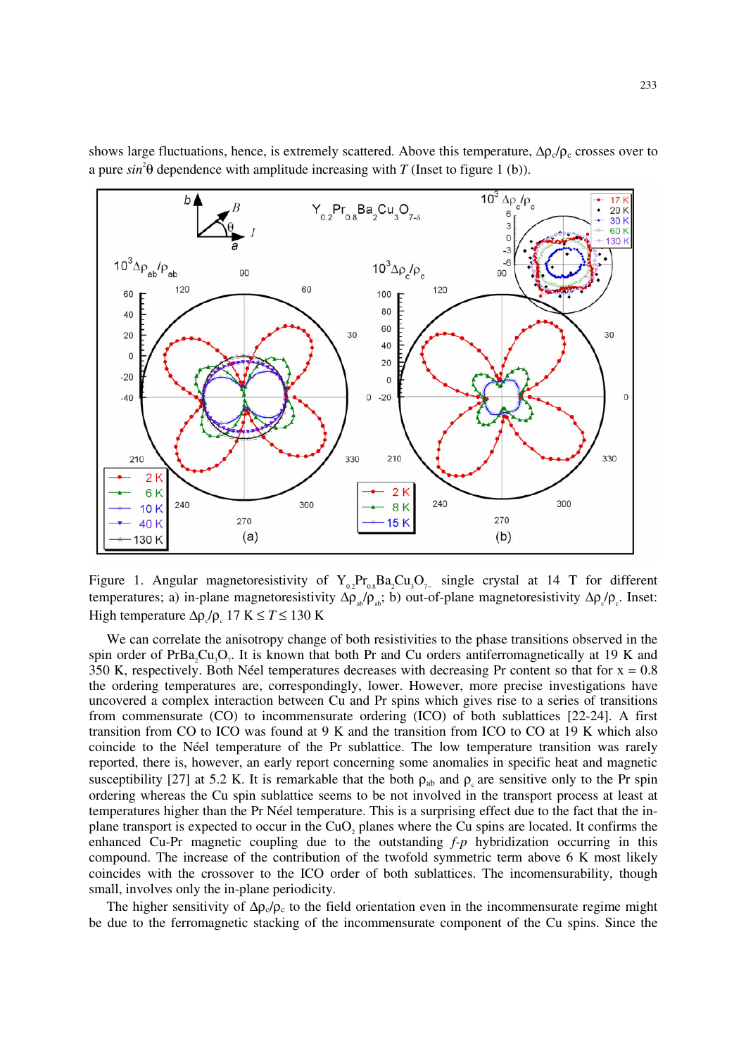shows large fluctuations, hence, is extremely scattered. Above this temperature, $\Delta\rho_c/\rho_c$ crosses over to a pure $sin^2\theta$ dependence with amplitude increasing with $T$ (Inset to figure 1 (b)).

Figure 1. Angular magnetoresistivity of $Y_{0.2}Pr_{0.8}Ba_2Cu_3O_{7-}$ single crystal at 14 T for different temperatures; a) in-plane magnetoresistivity $\Delta\rho_{ab}/\rho_{ab}$; b) out-of-plane magnetoresistivity $\Delta\rho_c/\rho_c$. Inset: High temperature $\Delta\rho_c/\rho_c$ 17 K $\leq T \leq$ 130 K

We can correlate the anisotropy change of both resistivities to the phase transitions observed in the spin order of $PrBa_2Cu_3O_7$. It is known that both Pr and Cu orders antiferromagnetically at 19 K and 350 K, respectively. Both Néel temperatures decreases with decreasing Pr content so that for x = 0.8 the ordering temperatures are, correspondingly, lower. However, more precise investigations have uncovered a complex interaction between Cu and Pr spins which gives rise to a series of transitions from commensurate (CO) to incommensurate ordering (ICO) of both sublattices [22-24]. A first transition from CO to ICO was found at 9 K and the transition from ICO to CO at 19 K which also coincide to the Néel temperature of the Pr sublattice. The low temperature transition was rarely reported, there is, however, an early report concerning some anomalies in specific heat and magnetic susceptibility [27] at 5.2 K. It is remarkable that the both $\rho_{ab}$ and $\rho_c$ are sensitive only to the Pr spin ordering whereas the Cu spin sublattice seems to be not involved in the transport process at least at temperatures higher than the Pr Néel temperature. This is a surprising effect due to the fact that the in-plane transport is expected to occur in the $CuO_2$ planes where the Cu spins are located. It confirms the enhanced Cu-Pr magnetic coupling due to the outstanding *f-p* hybridization occurring in this compound. The increase of the contribution of the twofold symmetric term above 6 K most likely coincides with the crossover to the ICO order of both sublattices. The incommensurability, though small, involves only the in-plane periodicity.

The higher sensitivity of $\Delta\rho_c/\rho_c$ to the field orientation even in the incommensurate regime might be due to the ferromagnetic stacking of the incommensurate component of the Cu spins. Since the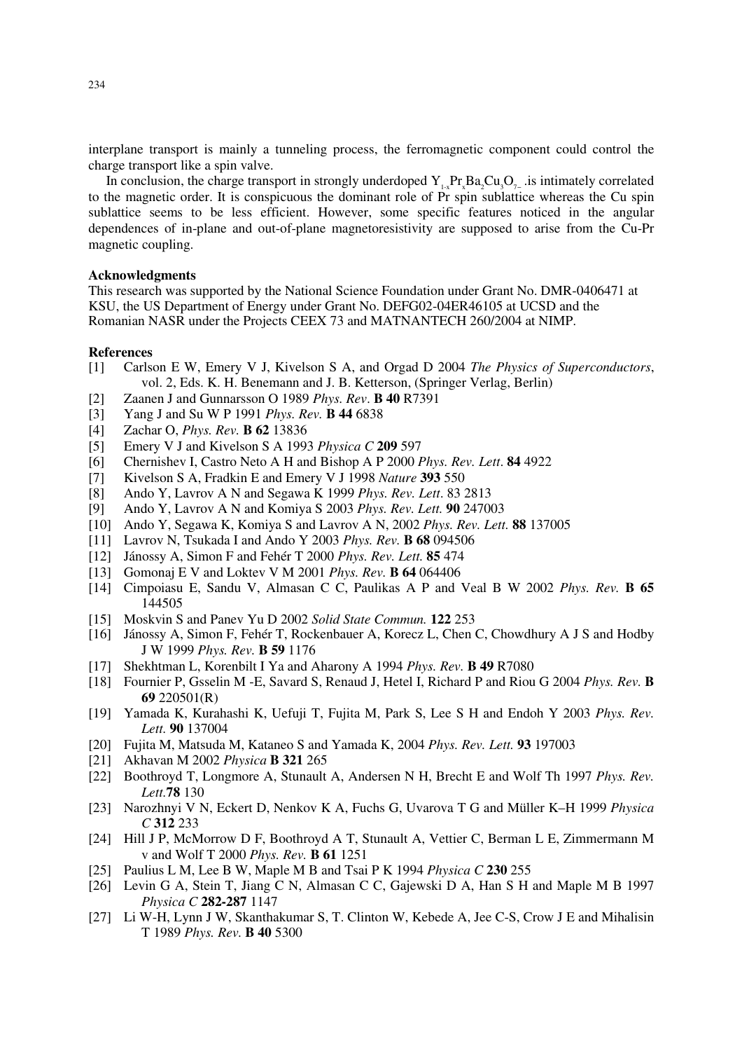interplane transport is mainly a tunneling process, the ferromagnetic component could control the charge transport like a spin valve.

In conclusion, the charge transport in strongly underdoped $Y_{1-x}Pr_xBa_2Cu_3O_{7-}$ .is intimately correlated to the magnetic order. It is conspicuous the dominant role of Pr spin sublattice whereas the Cu spin sublattice seems to be less efficient. However, some specific features noticed in the angular dependences of in-plane and out-of-plane magnetoresistivity are supposed to arise from the Cu-Pr magnetic coupling.

**Acknowledgments**

This research was supported by the National Science Foundation under Grant No. DMR-0406471 at KSU, the US Department of Energy under Grant No. DEFG02-04ER46105 at UCSD and the Romanian NASR under the Projects CEEX 73 and MATNANTECH 260/2004 at NIMP.

**References**

[1] Carlson E W, Emery V J, Kivelson S A, and Orgad D 2004 *The Physics of Superconductors*, vol. 2, Eds. K. H. Benemann and J. B. Ketterson, (Springer Verlag, Berlin)

[2] Zaanen J and Gunnarsson O 1989 *Phys. Rev*. **B 40** R7391

[3] Yang J and Su W P 1991 *Phys. Rev.* **B 44** 6838

[4] Zachar O, *Phys. Rev.* **B 62** 13836

[5] Emery V J and Kivelson S A 1993 *Physica C* **209** 597

[6] Chernishev I, Castro Neto A H and Bishop A P 2000 *Phys. Rev. Lett*. **84** 4922

[7] Kivelson S A, Fradkin E and Emery V J 1998 *Nature* **393** 550

[8] Ando Y, Lavrov A N and Segawa K 1999 *Phys. Rev. Lett*. 83 2813

[9] Ando Y, Lavrov A N and Komiya S 2003 *Phys. Rev. Lett.* **90** 247003

[10] Ando Y, Segawa K, Komiya S and Lavrov A N, 2002 *Phys. Rev. Lett.* **88** 137005

[11] Lavrov N, Tsukada I and Ando Y 2003 *Phys. Rev.* **B 68** 094506

[12] Jánossy A, Simon F and Fehér T 2000 *Phys. Rev. Lett.* **85** 474

[13] Gomonaj E V and Loktev V M 2001 *Phys. Rev.* **B 64** 064406

[14] Cimpoiasu E, Sandu V, Almasan C C, Paulikas A P and Veal B W 2002 *Phys. Rev.* **B 65** 144505

[15] Moskvin S and Panev Yu D 2002 *Solid State Commun.* **122** 253

[16] Jánossy A, Simon F, Fehér T, Rockenbauer A, Korecz L, Chen C, Chowdhury A J S and Hodby J W 1999 *Phys. Rev.* **B 59** 1176

[17] Shekhtman L, Korenbilt I Ya and Aharony A 1994 *Phys. Rev*. **B 49** R7080

[18] Fournier P, Gsselin M -E, Savard S, Renaud J, Hetel I, Richard P and Riou G 2004 *Phys. Rev.* **B 69** 220501(R)

[19] Yamada K, Kurahashi K, Uefuji T, Fujita M, Park S, Lee S H and Endoh Y 2003 *Phys. Rev. Lett.* **90** 137004

[20] Fujita M, Matsuda M, Kataneo S and Yamada K, 2004 *Phys. Rev. Lett.* **93** 197003

[21] Akhavan M 2002 *Physica* **B 321** 265

[22] Boothroyd T, Longmore A, Stunault A, Andersen N H, Brecht E and Wolf Th 1997 *Phys. Rev. Lett.***78** 130

[23] Narozhnyi V N, Eckert D, Nenkov K A, Fuchs G, Uvarova T G and Müller K–H 1999 *Physica C* **312** 233

[24] Hill J P, McMorrow D F, Boothroyd A T, Stunault A, Vettier C, Berman L E, Zimmermann M v and Wolf T 2000 *Phys. Rev.* **B 61** 1251

[25] Paulius L M, Lee B W, Maple M B and Tsai P K 1994 *Physica C* **230** 255

[26] Levin G A, Stein T, Jiang C N, Almasan C C, Gajewski D A, Han S H and Maple M B 1997 *Physica C* **282-287** 1147

[27] Li W-H, Lynn J W, Skanthakumar S, T. Clinton W, Kebede A, Jee C-S, Crow J E and Mihalisin T 1989 *Phys. Rev.* **B 40** 5300